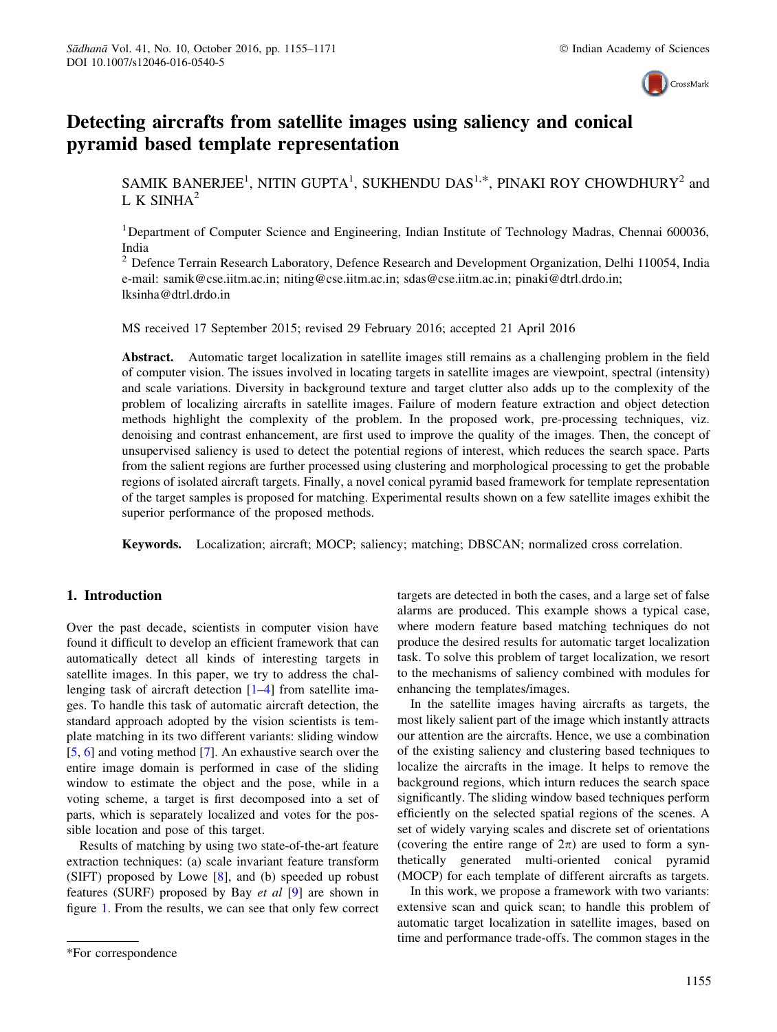# Detecting aircrafts from satellite images using saliency and conical pyramid based template representation

SAMIK BANERJEE[1], NITIN GUPTA[1], SUKHENDU DAS[1,*], PINAKI ROY CHOWDHURY[2] and L K SINHA[2]

[1] Department of Computer Science and Engineering, Indian Institute of Technology Madras, Chennai 600036, India

[2] Defence Terrain Research Laboratory, Defence Research and Development Organization, Delhi 110054, India

e-mail: samik@cse.iitm.ac.in; niting@cse.iitm.ac.in; sdas@cse.iitm.ac.in; pinaki@dtrl.drdo.in; lksinha@dtrl.drdo.in

MS received 17 September 2015; revised 29 February 2016; accepted 21 April 2016

**Abstract.** Automatic target localization in satellite images still remains as a challenging problem in the field of computer vision. The issues involved in locating targets in satellite images are viewpoint, spectral (intensity) and scale variations. Diversity in background texture and target clutter also adds up to the complexity of the problem of localizing aircrafts in satellite images. Failure of modern feature extraction and object detection methods highlight the complexity of the problem. In the proposed work, pre-processing techniques, viz. denoising and contrast enhancement, are first used to improve the quality of the images. Then, the concept of unsupervised saliency is used to detect the potential regions of interest, which reduces the search space. Parts from the salient regions are further processed using clustering and morphological processing to get the probable regions of isolated aircraft targets. Finally, a novel conical pyramid based framework for template representation of the target samples is proposed for matching. Experimental results shown on a few satellite images exhibit the superior performance of the proposed methods.

**Keywords.** Localization; aircraft; MOCP; saliency; matching; DBSCAN; normalized cross correlation.

## 1. Introduction

Over the past decade, scientists in computer vision have found it difficult to develop an efficient framework that can automatically detect all kinds of interesting targets in satellite images. In this paper, we try to address the challenging task of aircraft detection [1–4] from satellite images. To handle this task of automatic aircraft detection, the standard approach adopted by the vision scientists is template matching in its two different variants: sliding window [5, 6] and voting method [7]. An exhaustive search over the entire image domain is performed in case of the sliding window to estimate the object and the pose, while in a voting scheme, a target is first decomposed into a set of parts, which is separately localized and votes for the possible location and pose of this target.

Results of matching by using two state-of-the-art feature extraction techniques: (a) scale invariant feature transform (SIFT) proposed by Lowe [8], and (b) speeded up robust features (SURF) proposed by Bay *et al* [9] are shown in figure 1. From the results, we can see that only few correct targets are detected in both the cases, and a large set of false alarms are produced. This example shows a typical case, where modern feature based matching techniques do not produce the desired results for automatic target localization task. To solve this problem of target localization, we resort to the mechanisms of saliency combined with modules for enhancing the templates/images.

In the satellite images having aircrafts as targets, the most likely salient part of the image which instantly attracts our attention are the aircrafts. Hence, we use a combination of the existing saliency and clustering based techniques to localize the aircrafts in the image. It helps to remove the background regions, which inturn reduces the search space significantly. The sliding window based techniques perform efficiently on the selected spatial regions of the scenes. A set of widely varying scales and discrete set of orientations (covering the entire range of $2\pi$) are used to form a synthetically generated multi-oriented conical pyramid (MOCP) for each template of different aircrafts as targets.

In this work, we propose a framework with two variants: extensive scan and quick scan; to handle this problem of automatic target localization in satellite images, based on time and performance trade-offs. The common stages in the

*For correspondence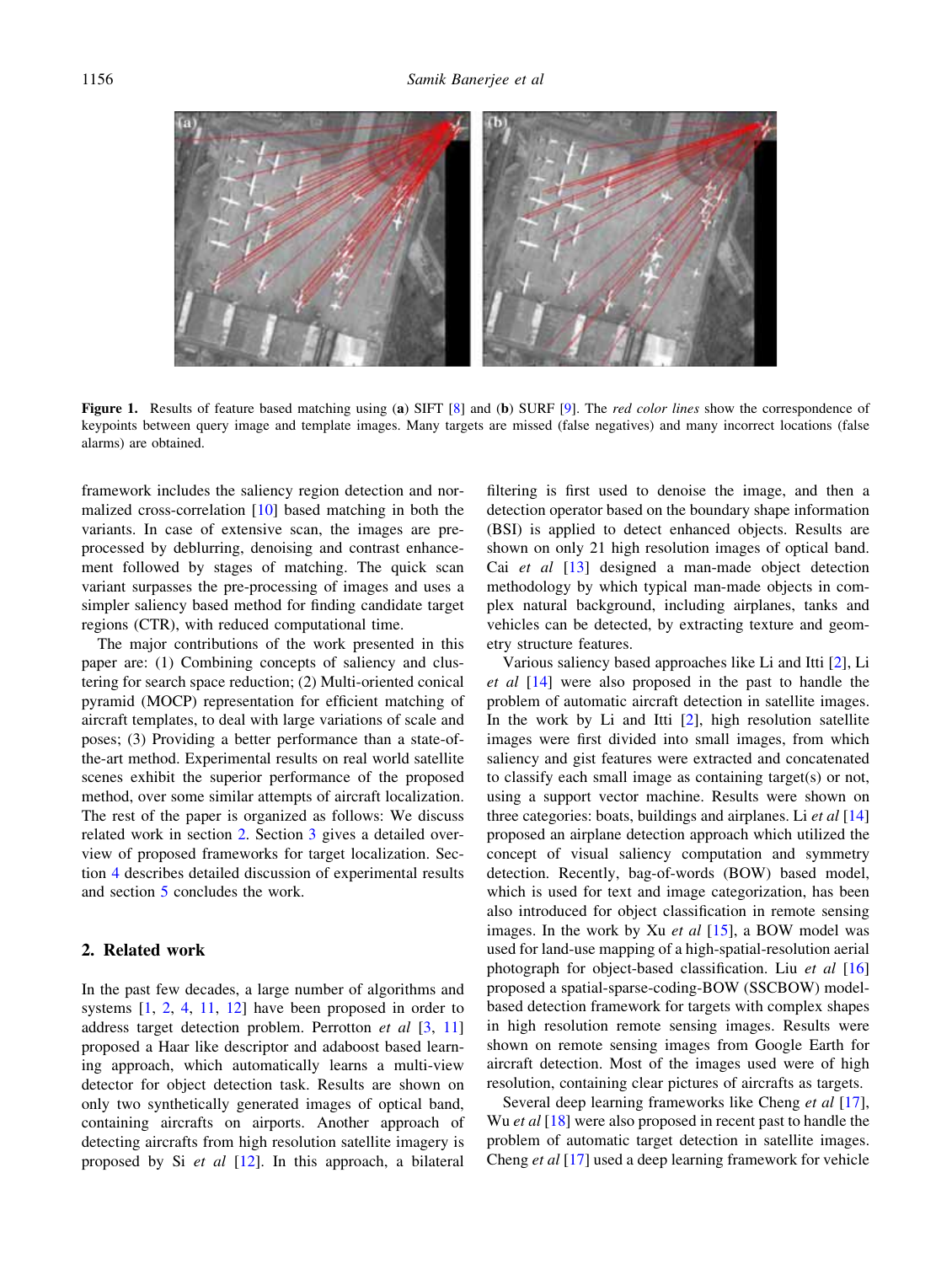Figure 1. Results of feature based matching using (**a**) SIFT [8] and (**b**) SURF [9]. The *red color lines* show the correspondence of keypoints between query image and template images. Many targets are missed (false negatives) and many incorrect locations (false alarms) are obtained.

framework includes the saliency region detection and normalized cross-correlation [10] based matching in both the variants. In case of extensive scan, the images are preprocessed by deblurring, denoising and contrast enhancement followed by stages of matching. The quick scan variant surpasses the pre-processing of images and uses a simpler saliency based method for finding candidate target regions (CTR), with reduced computational time.

The major contributions of the work presented in this paper are: (1) Combining concepts of saliency and clustering for search space reduction; (2) Multi-oriented conical pyramid (MOCP) representation for efficient matching of aircraft templates, to deal with large variations of scale and poses; (3) Providing a better performance than a state-of-the-art method. Experimental results on real world satellite scenes exhibit the superior performance of the proposed method, over some similar attempts of aircraft localization. The rest of the paper is organized as follows: We discuss related work in section 2. Section 3 gives a detailed overview of proposed frameworks for target localization. Section 4 describes detailed discussion of experimental results and section 5 concludes the work.

## 2. Related work

In the past few decades, a large number of algorithms and systems [1, 2, 4, 11, 12] have been proposed in order to address target detection problem. Perrotton *et al* [3, 11] proposed a Haar like descriptor and adaboost based learning approach, which automatically learns a multi-view detector for object detection task. Results are shown on only two synthetically generated images of optical band, containing aircrafts on airports. Another approach of detecting aircrafts from high resolution satellite imagery is proposed by Si *et al* [12]. In this approach, a bilateral filtering is first used to denoise the image, and then a detection operator based on the boundary shape information (BSI) is applied to detect enhanced objects. Results are shown on only 21 high resolution images of optical band. Cai *et al* [13] designed a man-made object detection methodology by which typical man-made objects in complex natural background, including airplanes, tanks and vehicles can be detected, by extracting texture and geometry structure features.

Various saliency based approaches like Li and Itti [2], Li *et al* [14] were also proposed in the past to handle the problem of automatic aircraft detection in satellite images. In the work by Li and Itti [2], high resolution satellite images were first divided into small images, from which saliency and gist features were extracted and concatenated to classify each small image as containing target(s) or not, using a support vector machine. Results were shown on three categories: boats, buildings and airplanes. Li *et al* [14] proposed an airplane detection approach which utilized the concept of visual saliency computation and symmetry detection. Recently, bag-of-words (BOW) based model, which is used for text and image categorization, has been also introduced for object classification in remote sensing images. In the work by Xu *et al* [15], a BOW model was used for land-use mapping of a high-spatial-resolution aerial photograph for object-based classification. Liu *et al* [16] proposed a spatial-sparse-coding-BOW (SSCBOW) model-based detection framework for targets with complex shapes in high resolution remote sensing images. Results were shown on remote sensing images from Google Earth for aircraft detection. Most of the images used were of high resolution, containing clear pictures of aircrafts as targets.

Several deep learning frameworks like Cheng *et al* [17], Wu *et al* [18] were also proposed in recent past to handle the problem of automatic target detection in satellite images. Cheng *et al* [17] used a deep learning framework for vehicle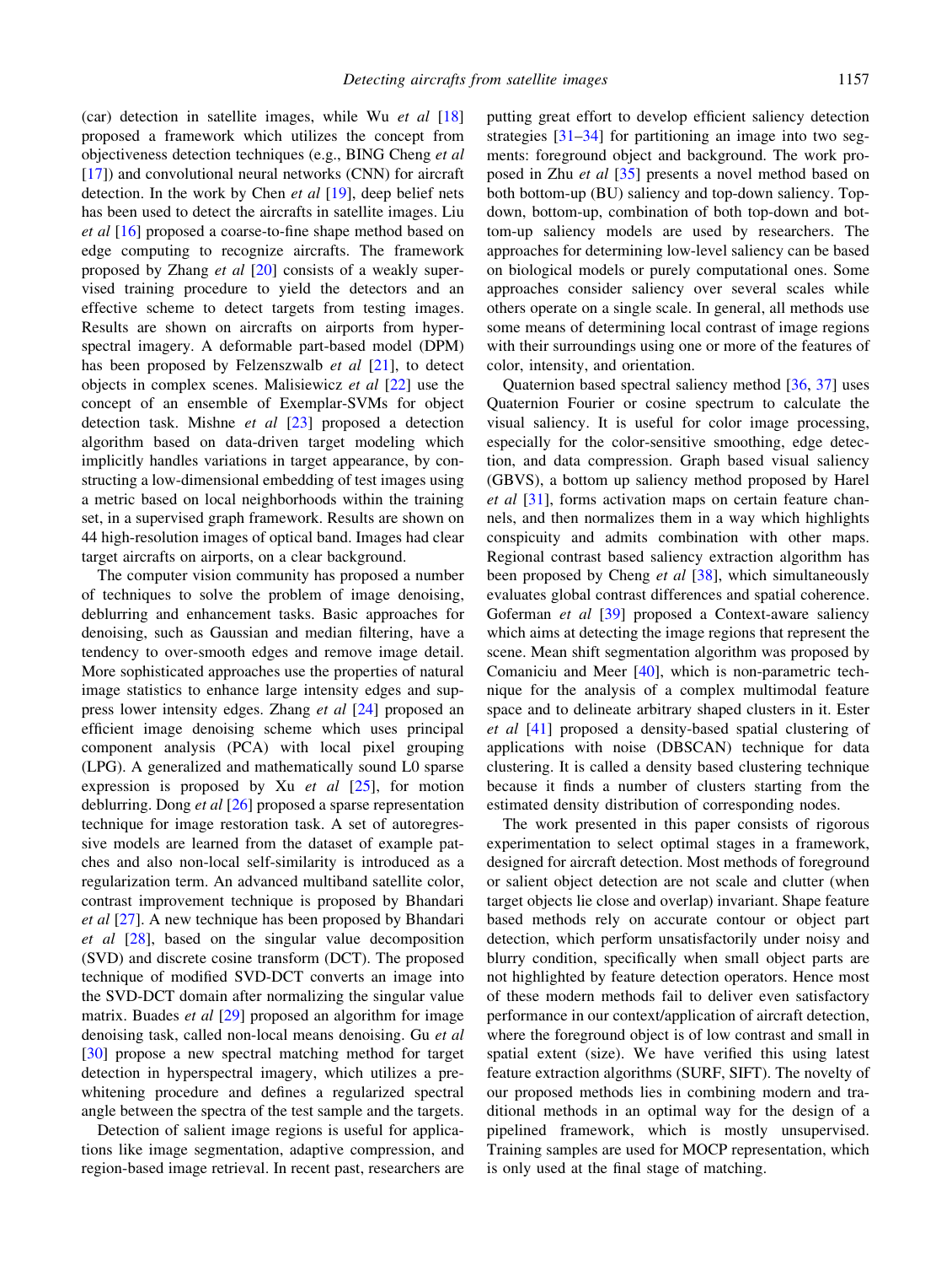(car) detection in satellite images, while Wu *et al* [18] proposed a framework which utilizes the concept from objectiveness detection techniques (e.g., BING Cheng *et al* [17]) and convolutional neural networks (CNN) for aircraft detection. In the work by Chen *et al* [19], deep belief nets has been used to detect the aircrafts in satellite images. Liu *et al* [16] proposed a coarse-to-fine shape method based on edge computing to recognize aircrafts. The framework proposed by Zhang *et al* [20] consists of a weakly supervised training procedure to yield the detectors and an effective scheme to detect targets from testing images. Results are shown on aircrafts on airports from hyperspectral imagery. A deformable part-based model (DPM) has been proposed by Felzenszwalb *et al* [21], to detect objects in complex scenes. Malisiewicz *et al* [22] use the concept of an ensemble of Exemplar-SVMs for object detection task. Mishne *et al* [23] proposed a detection algorithm based on data-driven target modeling which implicitly handles variations in target appearance, by constructing a low-dimensional embedding of test images using a metric based on local neighborhoods within the training set, in a supervised graph framework. Results are shown on 44 high-resolution images of optical band. Images had clear target aircrafts on airports, on a clear background.

The computer vision community has proposed a number of techniques to solve the problem of image denoising, deblurring and enhancement tasks. Basic approaches for denoising, such as Gaussian and median filtering, have a tendency to over-smooth edges and remove image detail. More sophisticated approaches use the properties of natural image statistics to enhance large intensity edges and suppress lower intensity edges. Zhang *et al* [24] proposed an efficient image denoising scheme which uses principal component analysis (PCA) with local pixel grouping (LPG). A generalized and mathematically sound L0 sparse expression is proposed by Xu *et al* [25], for motion deblurring. Dong *et al* [26] proposed a sparse representation technique for image restoration task. A set of autoregressive models are learned from the dataset of example patches and also non-local self-similarity is introduced as a regularization term. An advanced multiband satellite color, contrast improvement technique is proposed by Bhandari *et al* [27]. A new technique has been proposed by Bhandari *et al* [28], based on the singular value decomposition (SVD) and discrete cosine transform (DCT). The proposed technique of modified SVD-DCT converts an image into the SVD-DCT domain after normalizing the singular value matrix. Buades *et al* [29] proposed an algorithm for image denoising task, called non-local means denoising. Gu *et al* [30] propose a new spectral matching method for target detection in hyperspectral imagery, which utilizes a prewhitening procedure and defines a regularized spectral angle between the spectra of the test sample and the targets.

Detection of salient image regions is useful for applications like image segmentation, adaptive compression, and region-based image retrieval. In recent past, researchers are putting great effort to develop efficient saliency detection strategies [31–34] for partitioning an image into two segments: foreground object and background. The work proposed in Zhu *et al* [35] presents a novel method based on both bottom-up (BU) saliency and top-down saliency. Top-down, bottom-up, combination of both top-down and bottom-up saliency models are used by researchers. The approaches for determining low-level saliency can be based on biological models or purely computational ones. Some approaches consider saliency over several scales while others operate on a single scale. In general, all methods use some means of determining local contrast of image regions with their surroundings using one or more of the features of color, intensity, and orientation.

Quaternion based spectral saliency method [36, 37] uses Quaternion Fourier or cosine spectrum to calculate the visual saliency. It is useful for color image processing, especially for the color-sensitive smoothing, edge detection, and data compression. Graph based visual saliency (GBVS), a bottom up saliency method proposed by Harel *et al* [31], forms activation maps on certain feature channels, and then normalizes them in a way which highlights conspicuity and admits combination with other maps. Regional contrast based saliency extraction algorithm has been proposed by Cheng *et al* [38], which simultaneously evaluates global contrast differences and spatial coherence. Goferman *et al* [39] proposed a Context-aware saliency which aims at detecting the image regions that represent the scene. Mean shift segmentation algorithm was proposed by Comaniciu and Meer [40], which is non-parametric technique for the analysis of a complex multimodal feature space and to delineate arbitrary shaped clusters in it. Ester *et al* [41] proposed a density-based spatial clustering of applications with noise (DBSCAN) technique for data clustering. It is called a density based clustering technique because it finds a number of clusters starting from the estimated density distribution of corresponding nodes.

The work presented in this paper consists of rigorous experimentation to select optimal stages in a framework, designed for aircraft detection. Most methods of foreground or salient object detection are not scale and clutter (when target objects lie close and overlap) invariant. Shape feature based methods rely on accurate contour or object part detection, which perform unsatisfactorily under noisy and blurry condition, specifically when small object parts are not highlighted by feature detection operators. Hence most of these modern methods fail to deliver even satisfactory performance in our context/application of aircraft detection, where the foreground object is of low contrast and small in spatial extent (size). We have verified this using latest feature extraction algorithms (SURF, SIFT). The novelty of our proposed methods lies in combining modern and traditional methods in an optimal way for the design of a pipelined framework, which is mostly unsupervised. Training samples are used for MOCP representation, which is only used at the final stage of matching.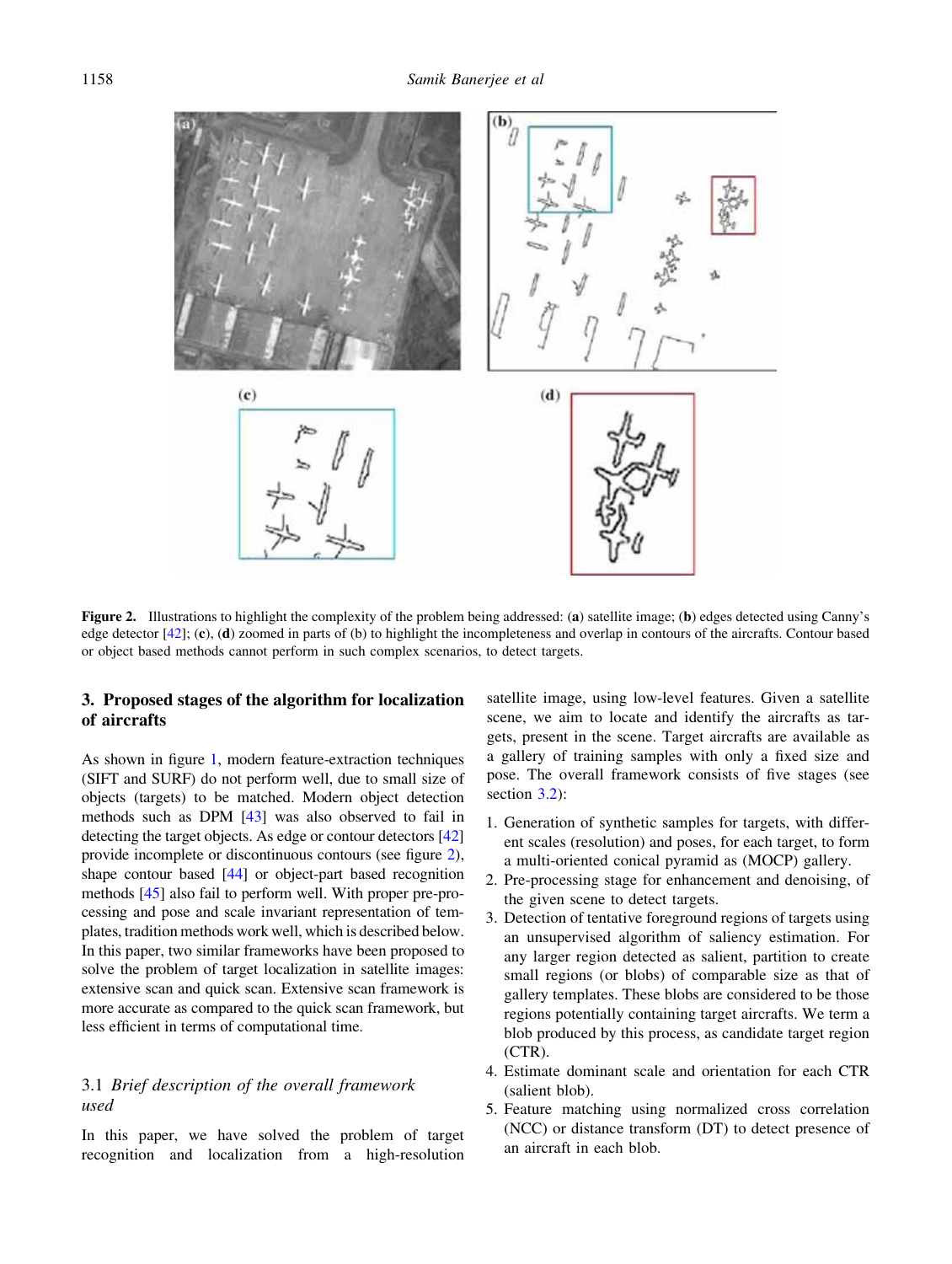Figure 2. Illustrations to highlight the complexity of the problem being addressed: (a) satellite image; (b) edges detected using Canny's edge detector [42]; (c), (d) zoomed in parts of (b) to highlight the incompleteness and overlap in contours of the aircrafts. Contour based or object based methods cannot perform in such complex scenarios, to detect targets.

## 3. Proposed stages of the algorithm for localization of aircrafts

As shown in figure 1, modern feature-extraction techniques (SIFT and SURF) do not perform well, due to small size of objects (targets) to be matched. Modern object detection methods such as DPM [43] was also observed to fail in detecting the target objects. As edge or contour detectors [42] provide incomplete or discontinuous contours (see figure 2), shape contour based [44] or object-part based recognition methods [45] also fail to perform well. With proper pre-processing and pose and scale invariant representation of templates, tradition methods work well, which is described below. In this paper, two similar frameworks have been proposed to solve the problem of target localization in satellite images: extensive scan and quick scan. Extensive scan framework is more accurate as compared to the quick scan framework, but less efficient in terms of computational time.

### 3.1 *Brief description of the overall framework used*

In this paper, we have solved the problem of target recognition and localization from a high-resolution satellite image, using low-level features. Given a satellite scene, we aim to locate and identify the aircrafts as targets, present in the scene. Target aircrafts are available as a gallery of training samples with only a fixed size and pose. The overall framework consists of five stages (see section 3.2):

1. Generation of synthetic samples for targets, with different scales (resolution) and poses, for each target, to form a multi-oriented conical pyramid as (MOCP) gallery.
2. Pre-processing stage for enhancement and denoising, of the given scene to detect targets.
3. Detection of tentative foreground regions of targets using an unsupervised algorithm of saliency estimation. For any larger region detected as salient, partition to create small regions (or blobs) of comparable size as that of gallery templates. These blobs are considered to be those regions potentially containing target aircrafts. We term a blob produced by this process, as candidate target region (CTR).
4. Estimate dominant scale and orientation for each CTR (salient blob).
5. Feature matching using normalized cross correlation (NCC) or distance transform (DT) to detect presence of an aircraft in each blob.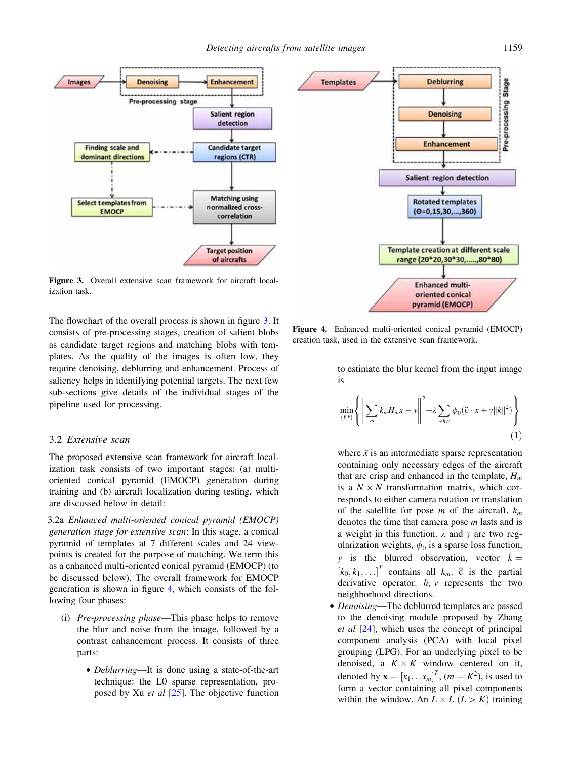Figure 3. Overall extensive scan framework for aircraft localization task.

Figure 4. Enhanced multi-oriented conical pyramid (EMOCP) creation task, used in the extensive scan framework.

The flowchart of the overall process is shown in figure 3. It consists of pre-processing stages, creation of salient blobs as candidate target regions and matching blobs with templates. As the quality of the images is often low, they require denoising, deblurring and enhancement. Process of saliency helps in identifying potential targets. The next few sub-sections give details of the individual stages of the pipeline used for processing.

### 3.2 *Extensive scan*

The proposed extensive scan framework for aircraft localization task consists of two important stages: (a) multi-oriented conical pyramid (EMOCP) generation during training and (b) aircraft localization during testing, which are discussed below in detail:

3.2a *Enhanced multi-oriented conical pyramid (EMOCP) generation stage for extensive scan*: In this stage, a conical pyramid of templates at 7 different scales and 24 viewpoints is created for the purpose of matching. We term this as a enhanced multi-oriented conical pyramid (EMOCP) (to be discussed below). The overall framework for EMOCP generation is shown in figure 4, which consists of the following four phases:

(i) *Pre-processing phase*—This phase helps to remove the blur and noise from the image, followed by a contrast enhancement process. It consists of three parts:

- *Deblurring*—It is done using a state-of-the-art technique: the L0 sparse representation, proposed by Xu *et al* [25]. The objective function to estimate the blur kernel from the input image is

$$\min_{(\bar{x},k)}\left\{\left\|\sum_{m} k_m H_m \bar{x} - y\right\|^2 + \lambda \sum_{\cdot \in h,v} \phi_0(\partial \cdot \bar{x} + \gamma \|k\|^2)\right\} \tag{1}$$

where $\bar{x}$ is an intermediate sparse representation containing only necessary edges of the aircraft that are crisp and enhanced in the template, $H_m$ is a $N \times N$ transformation matrix, which corresponds to either camera rotation or translation of the satellite for pose $m$ of the aircraft, $k_m$ denotes the time that camera pose $m$ lasts and is a weight in this function. $\lambda$ and $\gamma$ are two regularization weights, $\phi_0$ is a sparse loss function, $y$ is the blurred observation, vector $k = [k_0, k_1, \ldots]^T$ contains all $k_m$. $\partial$ is the partial derivative operator. $h$, $v$ represents the two neighborhood directions.

- *Denoising*—The deblurred templates are passed to the denoising module proposed by Zhang *et al* [24], which uses the concept of principal component analysis (PCA) with local pixel grouping (LPG). For an underlying pixel to be denoised, a $K \times K$ window centered on it, denoted by $\mathbf{x} = [x_1 \ldots x_m]^T$, $(m = K^2)$, is used to form a vector containing all pixel components within the window. An $L \times L$ $(L > K)$ training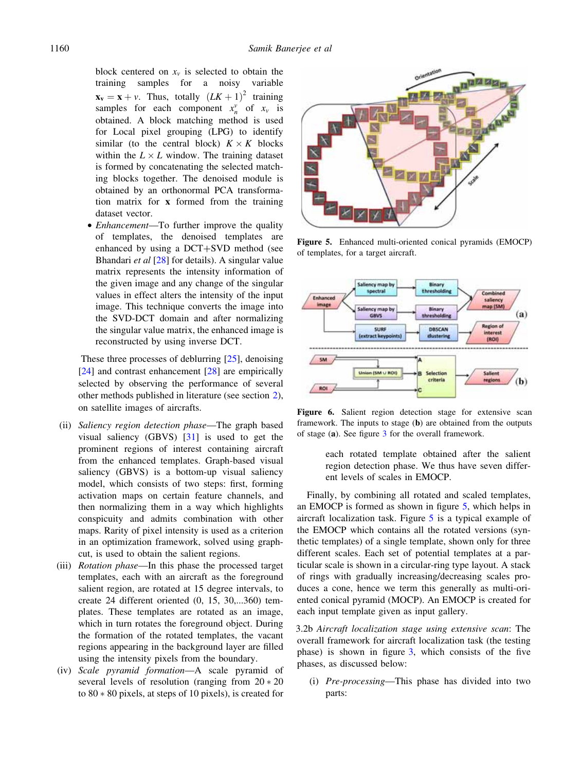block centered on $x_v$ is selected to obtain the training samples for a noisy variable $\mathbf{x_v} = \mathbf{x} + v$. Thus, totally $(LK+1)^2$ training samples for each component $x_n^v$ of $x_v$ is obtained. A block matching method is used for Local pixel grouping (LPG) to identify similar (to the central block) $K \times K$ blocks within the $L \times L$ window. The training dataset is formed by concatenating the selected matching blocks together. The denoised module is obtained by an orthonormal PCA transformation matrix for $\mathbf{x}$ formed from the training dataset vector.

- *Enhancement*—To further improve the quality of templates, the denoised templates are enhanced by using a DCT+SVD method (see Bhandari *et al* [28] for details). A singular value matrix represents the intensity information of the given image and any change of the singular values in effect alters the intensity of the input image. This technique converts the image into the SVD-DCT domain and after normalizing the singular value matrix, the enhanced image is reconstructed by using inverse DCT.

These three processes of deblurring [25], denoising [24] and contrast enhancement [28] are empirically selected by observing the performance of several other methods published in literature (see section 2), on satellite images of aircrafts.

(ii) *Saliency region detection phase*—The graph based visual saliency (GBVS) [31] is used to get the prominent regions of interest containing aircraft from the enhanced templates. Graph-based visual saliency (GBVS) is a bottom-up visual saliency model, which consists of two steps: first, forming activation maps on certain feature channels, and then normalizing them in a way which highlights conspicuity and admits combination with other maps. Rarity of pixel intensity is used as a criterion in an optimization framework, solved using graph-cut, is used to obtain the salient regions.

(iii) *Rotation phase*—In this phase the processed target templates, each with an aircraft as the foreground salient region, are rotated at 15 degree intervals, to create 24 different oriented (0, 15, 30,...360) templates. These templates are rotated as an image, which in turn rotates the foreground object. During the formation of the rotated templates, the vacant regions appearing in the background layer are filled using the intensity pixels from the boundary.

(iv) *Scale pyramid formation*—A scale pyramid of several levels of resolution (ranging from $20 * 20$ to $80 * 80$ pixels, at steps of 10 pixels), is created for each rotated template obtained after the salient region detection phase. We thus have seven different levels of scales in EMOCP.

**Figure 5.** Enhanced multi-oriented conical pyramids (EMOCP) of templates, for a target aircraft.

**Figure 6.** Salient region detection stage for extensive scan framework. The inputs to stage (**b**) are obtained from the outputs of stage (**a**). See figure 3 for the overall framework.

Finally, by combining all rotated and scaled templates, an EMOCP is formed as shown in figure 5, which helps in aircraft localization task. Figure 5 is a typical example of the EMOCP which contains all the rotated versions (synthetic templates) of a single template, shown only for three different scales. Each set of potential templates at a particular scale is shown in a circular-ring type layout. A stack of rings with gradually increasing/decreasing scales produces a cone, hence we term this generally as multi-oriented conical pyramid (MOCP). An EMOCP is created for each input template given as input gallery.

3.2b *Aircraft localization stage using extensive scan*: The overall framework for aircraft localization task (the testing phase) is shown in figure 3, which consists of the five phases, as discussed below:

(i) *Pre-processing*—This phase has divided into two parts: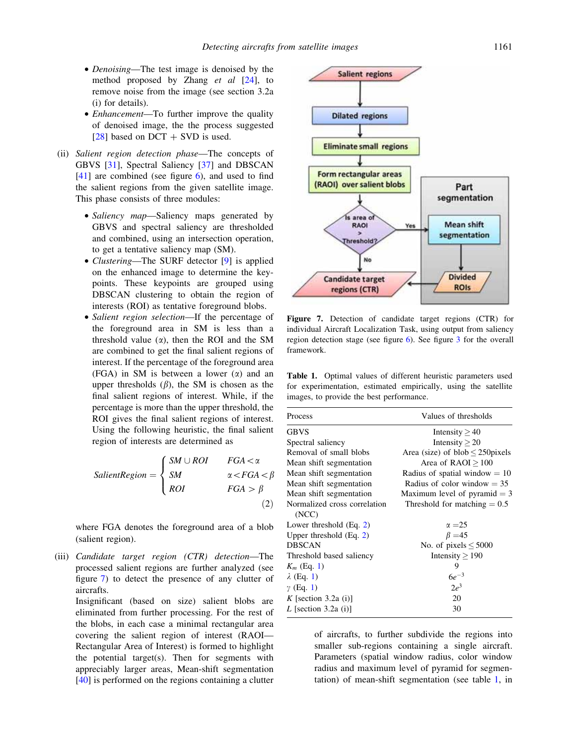- *Denoising*—The test image is denoised by the method proposed by Zhang *et al* [24], to remove noise from the image (see section 3.2a (i) for details).
- *Enhancement*—To further improve the quality of denoised image, the the process suggested [28] based on DCT + SVD is used.

(ii) *Salient region detection phase*—The concepts of GBVS [31], Spectral Saliency [37] and DBSCAN [41] are combined (see figure 6), and used to find the salient regions from the given satellite image. This phase consists of three modules:

- *Saliency map*—Saliency maps generated by GBVS and spectral saliency are thresholded and combined, using an intersection operation, to get a tentative saliency map (SM).
- *Clustering*—The SURF detector [9] is applied on the enhanced image to determine the key-points. These keypoints are grouped using DBSCAN clustering to obtain the region of interests (ROI) as tentative foreground blobs.
- *Salient region selection*—If the percentage of the foreground area in SM is less than a threshold value ($\alpha$), then the ROI and the SM are combined to get the final salient regions of interest. If the percentage of the foreground area (FGA) in SM is between a lower ($\alpha$) and an upper thresholds ($\beta$), the SM is chosen as the final salient regions of interest. While, if the percentage is more than the upper threshold, the ROI gives the final salient regions of interest. Using the following heuristic, the final salient region of interests are determined as

$$SalientRegion = \begin{cases} SM \cup ROI & FGA < \alpha \\ SM & \alpha < FGA < \beta \\ ROI & FGA > \beta \end{cases} \tag{2}$$

where FGA denotes the foreground area of a blob (salient region).

(iii) *Candidate target region (CTR) detection*—The processed salient regions are further analyzed (see figure 7) to detect the presence of any clutter of aircrafts.

Insignificant (based on size) salient blobs are eliminated from further processing. For the rest of the blobs, in each case a minimal rectangular area covering the salient region of interest (RAOI—Rectangular Area of Interest) is formed to highlight the potential target(s). Then for segments with appreciably larger areas, Mean-shift segmentation [40] is performed on the regions containing a clutter of aircrafts, to further subdivide the regions into smaller sub-regions containing a single aircraft. Parameters (spatial window radius, color window radius and maximum level of pyramid for segmentation) of mean-shift segmentation (see table 1, in

**Figure 7.** Detection of candidate target regions (CTR) for individual Aircraft Localization Task, using output from saliency region detection stage (see figure 6). See figure 3 for the overall framework.

**Table 1.** Optimal values of different heuristic parameters used for experimentation, estimated empirically, using the satellite images, to provide the best performance.

| Process | Values of thresholds |
|---|---|
| GBVS | Intensity $\geq 40$ |
| Spectral saliency | Intensity $\geq 20$ |
| Removal of small blobs | Area (size) of blob $\leq 250$pixels |
| Mean shift segmentation | Area of RAOI $\geq 100$ |
| Mean shift segmentation | Radius of spatial window = 10 |
| Mean shift segmentation | Radius of color window = 35 |
| Mean shift segmentation | Maximum level of pyramid = 3 |
| Normalized cross correlation (NCC) | Threshold for matching = 0.5 |
| Lower threshold (Eq. 2) | $\alpha = 25$ |
| Upper threshold (Eq. 2) | $\beta = 45$ |
| DBSCAN | No. of pixels $\leq 5000$ |
| Threshold based saliency | Intensity $\geq 190$ |
| $K_m$ (Eq. 1) | 9 |
| $\lambda$ (Eq. 1) | $6e^{-3}$ |
| $\gamma$ (Eq. 1) | $2e^{3}$ |
| $K$ [section 3.2a (i)] | 20 |
| $L$ [section 3.2a (i)] | 30 |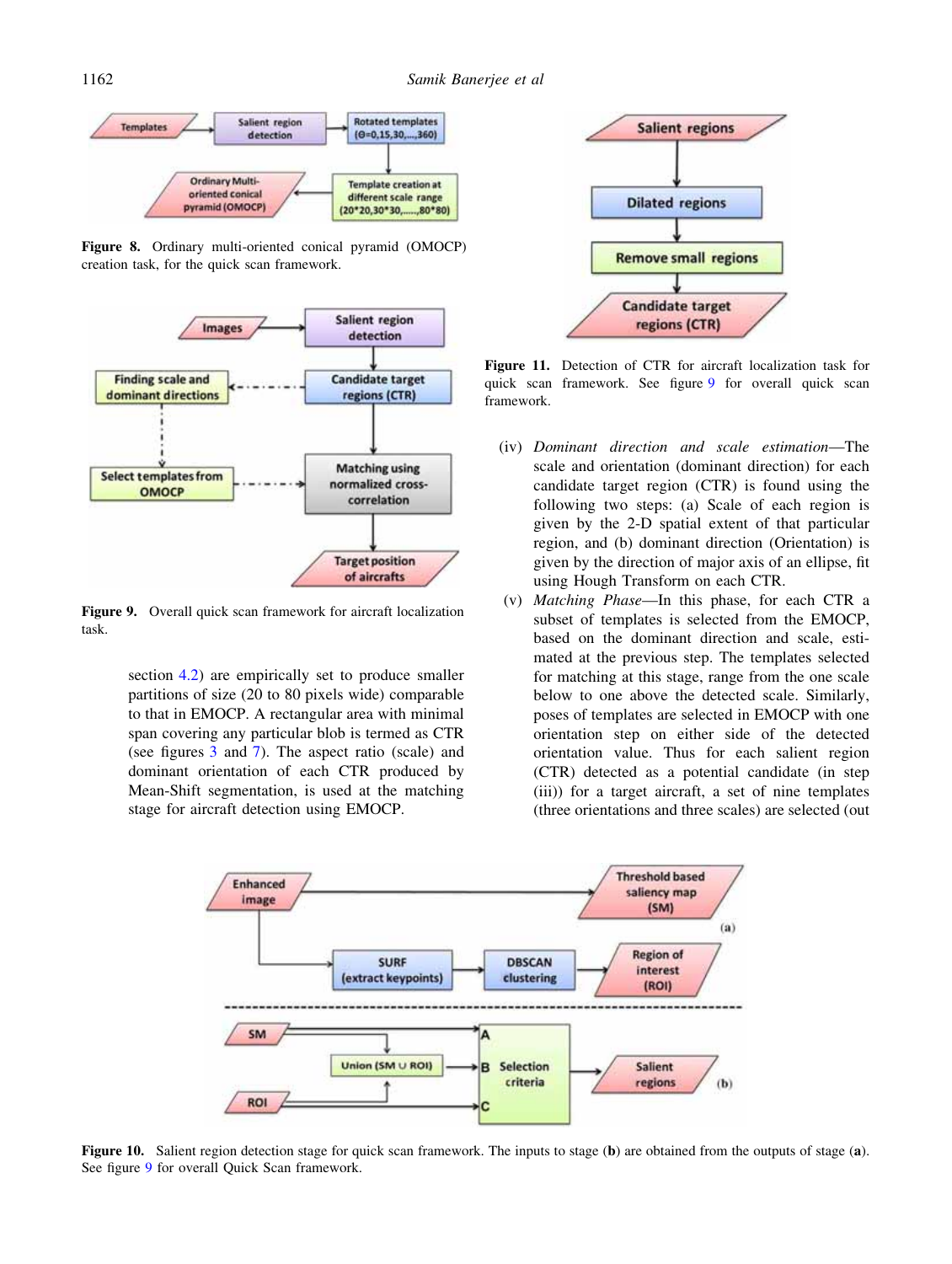Figure 8. Ordinary multi-oriented conical pyramid (OMOCP) creation task, for the quick scan framework.

Figure 9. Overall quick scan framework for aircraft localization task.

section 4.2) are empirically set to produce smaller partitions of size (20 to 80 pixels wide) comparable to that in EMOCP. A rectangular area with minimal span covering any particular blob is termed as CTR (see figures 3 and 7). The aspect ratio (scale) and dominant orientation of each CTR produced by Mean-Shift segmentation, is used at the matching stage for aircraft detection using EMOCP.

Figure 11. Detection of CTR for aircraft localization task for quick scan framework. See figure 9 for overall quick scan framework.

(iv) *Dominant direction and scale estimation*—The scale and orientation (dominant direction) for each candidate target region (CTR) is found using the following two steps: (a) Scale of each region is given by the 2-D spatial extent of that particular region, and (b) dominant direction (Orientation) is given by the direction of major axis of an ellipse, fit using Hough Transform on each CTR.

(v) *Matching Phase*—In this phase, for each CTR a subset of templates is selected from the EMOCP, based on the dominant direction and scale, estimated at the previous step. The templates selected for matching at this stage, range from the one scale below to one above the detected scale. Similarly, poses of templates are selected in EMOCP with one orientation step on either side of the detected orientation value. Thus for each salient region (CTR) detected as a potential candidate (in step (iii)) for a target aircraft, a set of nine templates (three orientations and three scales) are selected (out

Figure 10. Salient region detection stage for quick scan framework. The inputs to stage (**b**) are obtained from the outputs of stage (**a**). See figure 9 for overall Quick Scan framework.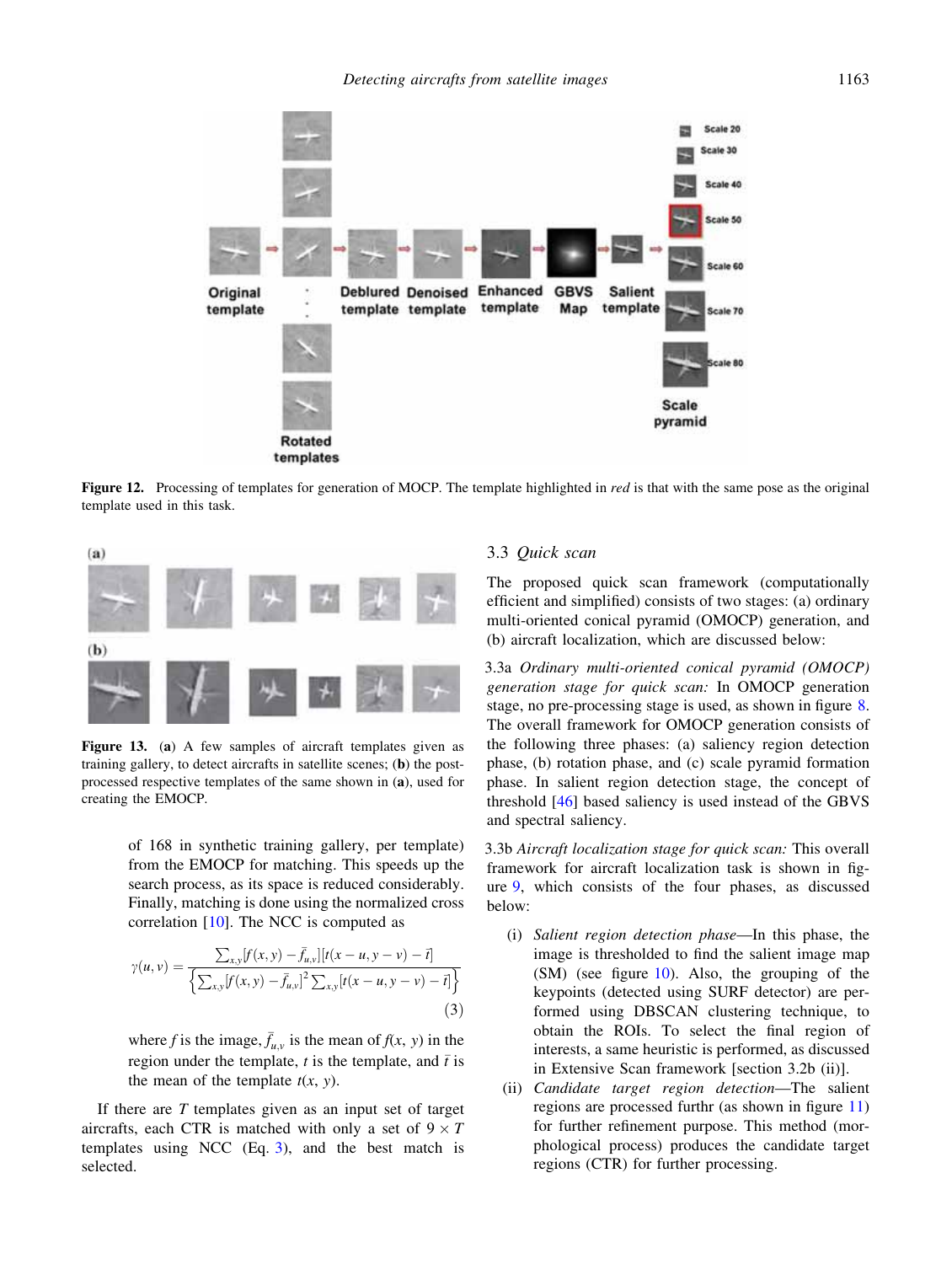Figure 12. Processing of templates for generation of MOCP. The template highlighted in *red* is that with the same pose as the original template used in this task.

Figure 13. (**a**) A few samples of aircraft templates given as training gallery, to detect aircrafts in satellite scenes; (**b**) the post-processed respective templates of the same shown in (**a**), used for creating the EMOCP.

of 168 in synthetic training gallery, per template) from the EMOCP for matching. This speeds up the search process, as its space is reduced considerably. Finally, matching is done using the normalized cross correlation [10]. The NCC is computed as

$$\gamma(u,v) = \frac{\sum_{x,y}[f(x,y) - \bar{f}_{u,v}][t(x-u,y-v) - \bar{t}]}{\left\{\sum_{x,y}[f(x,y) - \bar{f}_{u,v}]^2 \sum_{x,y}[t(x-u,y-v) - \bar{t}]\right\}} \tag{3}$$

where $f$ is the image, $\bar{f}_{u,v}$ is the mean of $f(x, y)$ in the region under the template, $t$ is the template, and $\bar{t}$ is the mean of the template $t(x, y)$.

If there are $T$ templates given as an input set of target aircrafts, each CTR is matched with only a set of $9 \times T$ templates using NCC (Eq. 3), and the best match is selected.

### 3.3 *Quick scan*

The proposed quick scan framework (computationally efficient and simplified) consists of two stages: (a) ordinary multi-oriented conical pyramid (OMOCP) generation, and (b) aircraft localization, which are discussed below:

3.3a *Ordinary multi-oriented conical pyramid (OMOCP) generation stage for quick scan:* In OMOCP generation stage, no pre-processing stage is used, as shown in figure 8. The overall framework for OMOCP generation consists of the following three phases: (a) saliency region detection phase, (b) rotation phase, and (c) scale pyramid formation phase. In salient region detection stage, the concept of threshold [46] based saliency is used instead of the GBVS and spectral saliency.

3.3b *Aircraft localization stage for quick scan:* This overall framework for aircraft localization task is shown in figure 9, which consists of the four phases, as discussed below:

(i) *Salient region detection phase*—In this phase, the image is thresholded to find the salient image map (SM) (see figure 10). Also, the grouping of the keypoints (detected using SURF detector) are performed using DBSCAN clustering technique, to obtain the ROIs. To select the final region of interests, a same heuristic is performed, as discussed in Extensive Scan framework [section 3.2b (ii)].

(ii) *Candidate target region detection*—The salient regions are processed furthr (as shown in figure 11) for further refinement purpose. This method (morphological process) produces the candidate target regions (CTR) for further processing.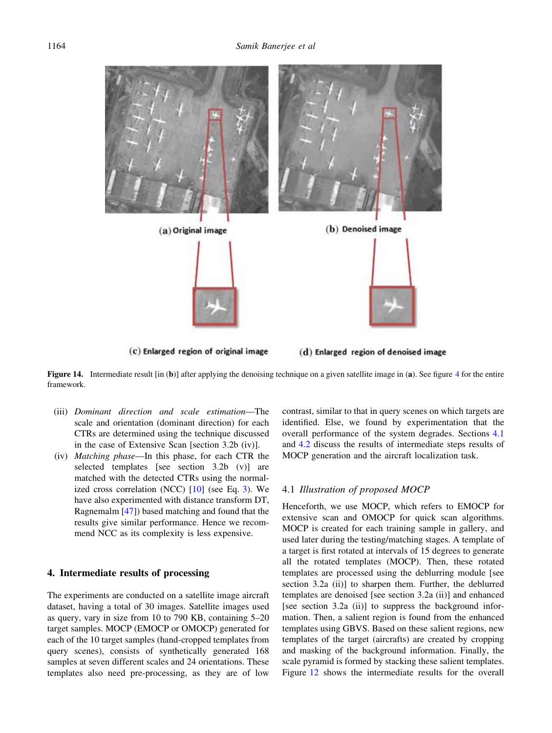Figure 14. Intermediate result [in (b)] after applying the denoising technique on a given satellite image in (a). See figure 4 for the entire framework.

(iii) *Dominant direction and scale estimation*—The scale and orientation (dominant direction) for each CTRs are determined using the technique discussed in the case of Extensive Scan [section 3.2b (iv)].

(iv) *Matching phase*—In this phase, for each CTR the selected templates [see section 3.2b (v)] are matched with the detected CTRs using the normalized cross correlation (NCC) [10] (see Eq. 3). We have also experimented with distance transform DT, Ragnemalm [47]) based matching and found that the results give similar performance. Hence we recommend NCC as its complexity is less expensive.

## 4. Intermediate results of processing

The experiments are conducted on a satellite image aircraft dataset, having a total of 30 images. Satellite images used as query, vary in size from 10 to 790 KB, containing 5–20 target samples. MOCP (EMOCP or OMOCP) generated for each of the 10 target samples (hand-cropped templates from query scenes), consists of synthetically generated 168 samples at seven different scales and 24 orientations. These templates also need pre-processing, as they are of low contrast, similar to that in query scenes on which targets are identified. Else, we found by experimentation that the overall performance of the system degrades. Sections 4.1 and 4.2 discuss the results of intermediate steps results of MOCP generation and the aircraft localization task.

### 4.1 *Illustration of proposed MOCP*

Henceforth, we use MOCP, which refers to EMOCP for extensive scan and OMOCP for quick scan algorithms. MOCP is created for each training sample in gallery, and used later during the testing/matching stages. A template of a target is first rotated at intervals of 15 degrees to generate all the rotated templates (MOCP). Then, these rotated templates are processed using the deblurring module [see section 3.2a (ii)] to sharpen them. Further, the deblurred templates are denoised [see section 3.2a (ii)] and enhanced [see section 3.2a (ii)] to suppress the background information. Then, a salient region is found from the enhanced templates using GBVS. Based on these salient regions, new templates of the target (aircrafts) are created by cropping and masking of the background information. Finally, the scale pyramid is formed by stacking these salient templates. Figure 12 shows the intermediate results for the overall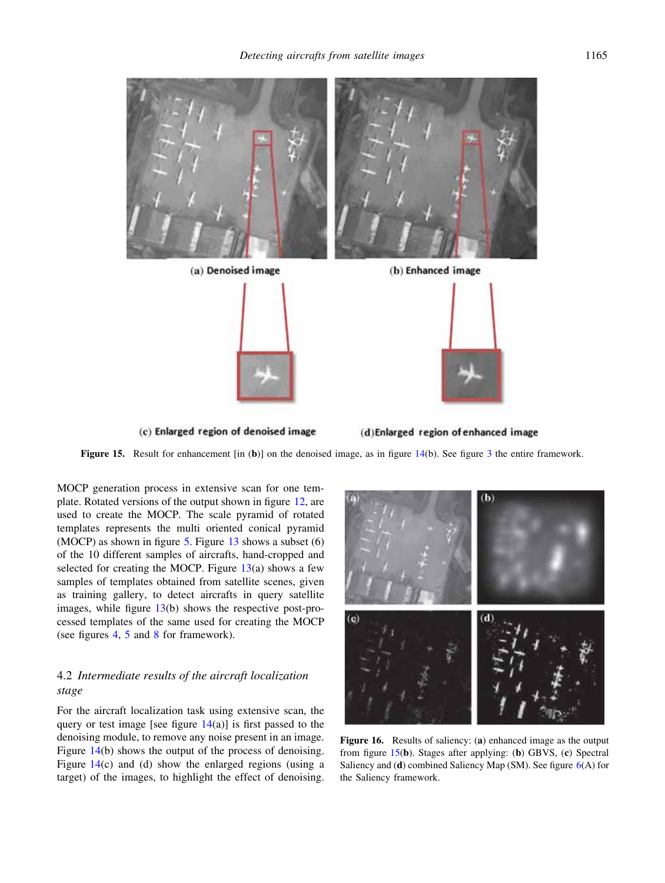Figure 15. Result for enhancement [in (**b**)] on the denoised image, as in figure 14(b). See figure 3 the entire framework.

MOCP generation process in extensive scan for one template. Rotated versions of the output shown in figure 12, are used to create the MOCP. The scale pyramid of rotated templates represents the multi oriented conical pyramid (MOCP) as shown in figure 5. Figure 13 shows a subset (6) of the 10 different samples of aircrafts, hand-cropped and selected for creating the MOCP. Figure 13(a) shows a few samples of templates obtained from satellite scenes, given as training gallery, to detect aircrafts in query satellite images, while figure 13(b) shows the respective post-processed templates of the same used for creating the MOCP (see figures 4, 5 and 8 for framework).

### 4.2 *Intermediate results of the aircraft localization stage*

For the aircraft localization task using extensive scan, the query or test image [see figure 14(a)] is first passed to the denoising module, to remove any noise present in an image. Figure 14(b) shows the output of the process of denoising. Figure 14(c) and (d) show the enlarged regions (using a target) of the images, to highlight the effect of denoising.

**Figure 16.** Results of saliency: (**a**) enhanced image as the output from figure 15(**b**). Stages after applying: (**b**) GBVS, (**c**) Spectral Saliency and (**d**) combined Saliency Map (SM). See figure 6(A) for the Saliency framework.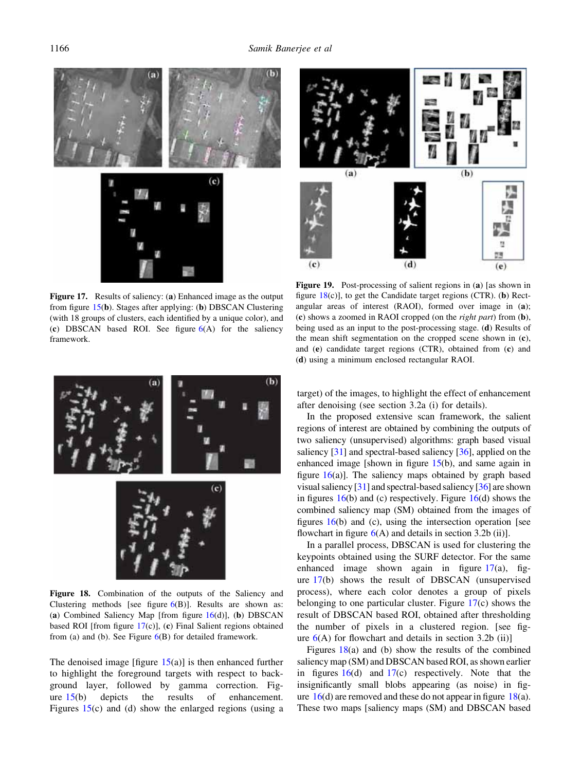Figure 17. Results of saliency: (**a**) Enhanced image as the output from figure 15(**b**). Stages after applying: (**b**) DBSCAN Clustering (with 18 groups of clusters, each identified by a unique color), and (**c**) DBSCAN based ROI. See figure 6(A) for the saliency framework.

Figure 19. Post-processing of salient regions in (**a**) [as shown in figure 18(c)], to get the Candidate target regions (CTR). (**b**) Rectangular areas of interest (RAOI), formed over image in (**a**); (**c**) shows a zoomed in RAOI cropped (on the *right part*) from (**b**), being used as an input to the post-processing stage. (**d**) Results of the mean shift segmentation on the cropped scene shown in (**c**), and (**e**) candidate target regions (CTR), obtained from (**c**) and (**d**) using a minimum enclosed rectangular RAOI.

Figure 18. Combination of the outputs of the Saliency and Clustering methods [see figure 6(B)]. Results are shown as: (**a**) Combined Saliency Map [from figure 16(d)], (**b**) DBSCAN based ROI [from figure 17(c)], (**c**) Final Salient regions obtained from (a) and (b). See Figure 6(B) for detailed framework.

The denoised image [figure 15(a)] is then enhanced further to highlight the foreground targets with respect to background layer, followed by gamma correction. Figure 15(b) depicts the results of enhancement. Figures 15(c) and (d) show the enlarged regions (using a target) of the images, to highlight the effect of enhancement after denoising (see section 3.2a (i) for details).

In the proposed extensive scan framework, the salient regions of interest are obtained by combining the outputs of two saliency (unsupervised) algorithms: graph based visual saliency [31] and spectral-based saliency [36], applied on the enhanced image [shown in figure 15(b), and same again in figure 16(a)]. The saliency maps obtained by graph based visual saliency [31] and spectral-based saliency [36] are shown in figures 16(b) and (c) respectively. Figure 16(d) shows the combined saliency map (SM) obtained from the images of figures 16(b) and (c), using the intersection operation [see flowchart in figure 6(A) and details in section 3.2b (ii)].

In a parallel process, DBSCAN is used for clustering the keypoints obtained using the SURF detector. For the same enhanced image shown again in figure 17(a), figure 17(b) shows the result of DBSCAN (unsupervised process), where each color denotes a group of pixels belonging to one particular cluster. Figure 17(c) shows the result of DBSCAN based ROI, obtained after thresholding the number of pixels in a clustered region. [see figure 6(A) for flowchart and details in section 3.2b (ii)]

Figures 18(a) and (b) show the results of the combined saliency map (SM) and DBSCAN based ROI, as shown earlier in figures 16(d) and 17(c) respectively. Note that the insignificantly small blobs appearing (as noise) in figure 16(d) are removed and these do not appear in figure 18(a). These two maps [saliency maps (SM) and DBSCAN based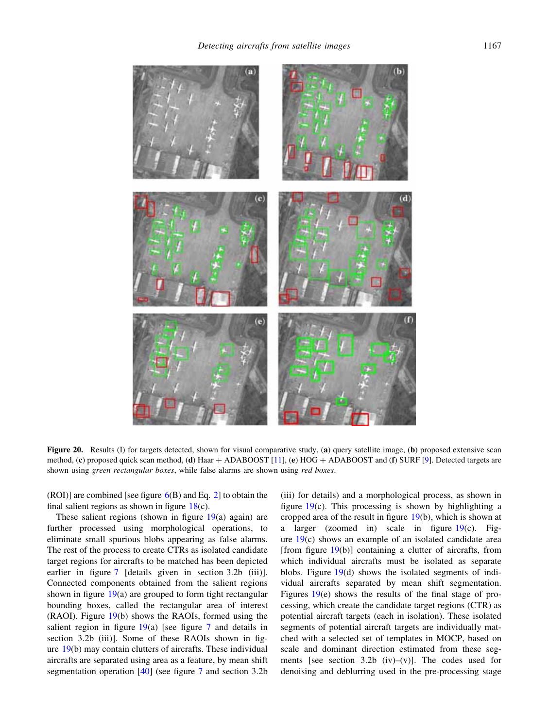**Figure 20.** Results (I) for targets detected, shown for visual comparative study, (**a**) query satellite image, (**b**) proposed extensive scan method, (**c**) proposed quick scan method, (**d**) Haar + ADABOOST [11], (**e**) HOG + ADABOOST and (**f**) SURF [9]. Detected targets are shown using *green rectangular boxes*, while false alarms are shown using *red boxes*.

(ROI)] are combined [see figure 6(B) and Eq. 2] to obtain the final salient regions as shown in figure 18(c).

These salient regions (shown in figure 19(a) again) are further processed using morphological operations, to eliminate small spurious blobs appearing as false alarms. The rest of the process to create CTRs as isolated candidate target regions for aircrafts to be matched has been depicted earlier in figure 7 [details given in section 3.2b (iii)]. Connected components obtained from the salient regions shown in figure 19(a) are grouped to form tight rectangular bounding boxes, called the rectangular area of interest (RAOI). Figure 19(b) shows the RAOIs, formed using the salient region in figure 19(a) [see figure 7 and details in section 3.2b (iii)]. Some of these RAOIs shown in figure 19(b) may contain clutters of aircrafts. These individual aircrafts are separated using area as a feature, by mean shift segmentation operation [40] (see figure 7 and section 3.2b (iii) for details) and a morphological process, as shown in figure 19(c). This processing is shown by highlighting a cropped area of the result in figure 19(b), which is shown at a larger (zoomed in) scale in figure 19(c). Figure 19(c) shows an example of an isolated candidate area [from figure 19(b)] containing a clutter of aircrafts, from which individual aircrafts must be isolated as separate blobs. Figure 19(d) shows the isolated segments of individual aircrafts separated by mean shift segmentation. Figures 19(e) shows the results of the final stage of processing, which create the candidate target regions (CTR) as potential aircraft targets (each in isolation). These isolated segments of potential aircraft targets are individually matched with a selected set of templates in MOCP, based on scale and dominant direction estimated from these segments [see section 3.2b (iv)–(v)]. The codes used for denoising and deblurring used in the pre-processing stage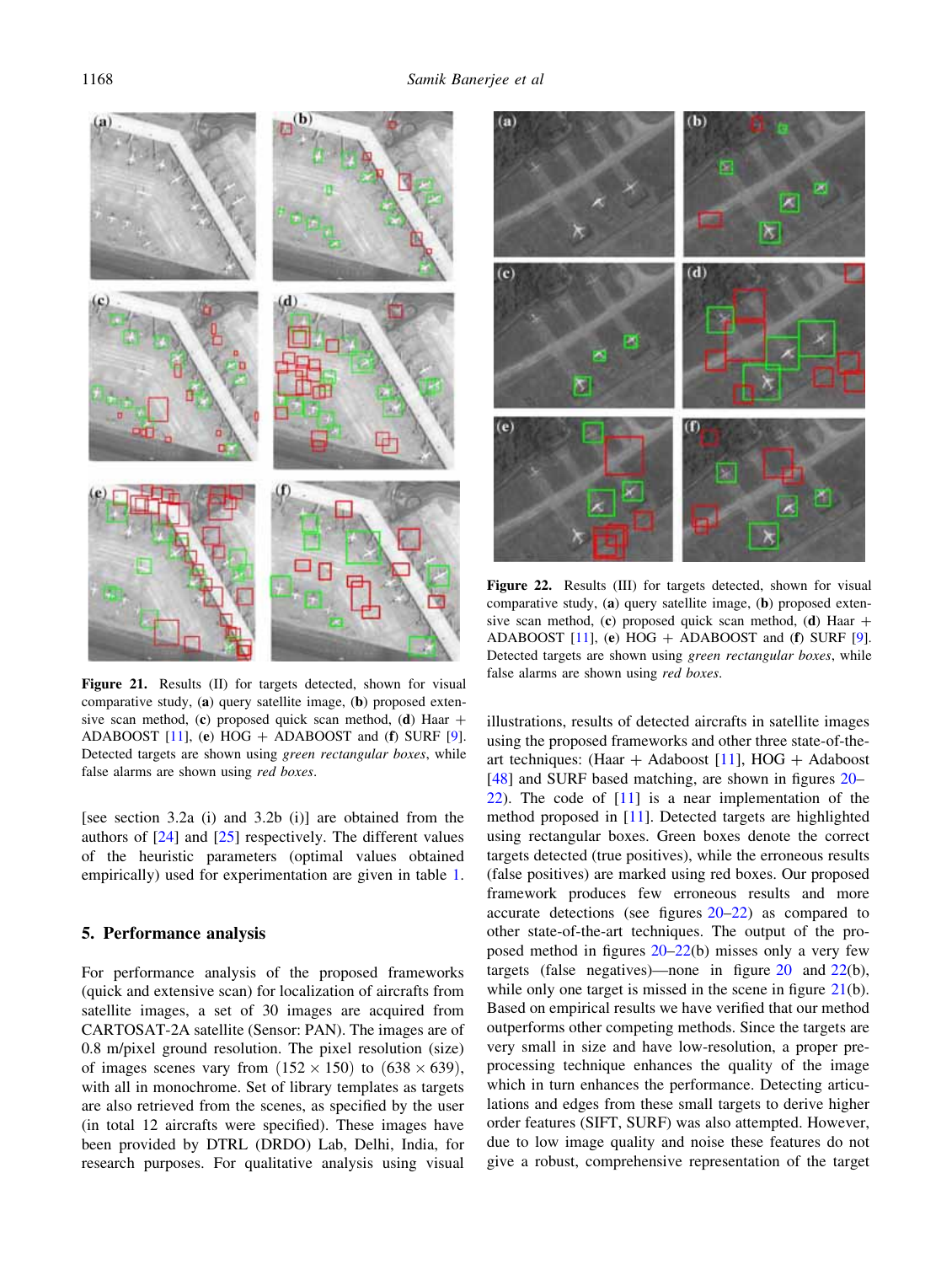**Figure 21.** Results (II) for targets detected, shown for visual comparative study, (**a**) query satellite image, (**b**) proposed extensive scan method, (**c**) proposed quick scan method, (**d**) Haar + ADABOOST [11], (**e**) HOG + ADABOOST and (**f**) SURF [9]. Detected targets are shown using *green rectangular boxes*, while false alarms are shown using *red boxes*.

**Figure 22.** Results (III) for targets detected, shown for visual comparative study, (**a**) query satellite image, (**b**) proposed extensive scan method, (**c**) proposed quick scan method, (**d**) Haar + ADABOOST [11], (**e**) HOG + ADABOOST and (**f**) SURF [9]. Detected targets are shown using *green rectangular boxes*, while false alarms are shown using *red boxes*.

[see section 3.2a (i) and 3.2b (i)] are obtained from the authors of [24] and [25] respectively. The different values of the heuristic parameters (optimal values obtained empirically) used for experimentation are given in table 1.

## 5. Performance analysis

For performance analysis of the proposed frameworks (quick and extensive scan) for localization of aircrafts from satellite images, a set of 30 images are acquired from CARTOSAT-2A satellite (Sensor: PAN). The images are of 0.8 m/pixel ground resolution. The pixel resolution (size) of images scenes vary from $(152 \times 150)$ to $(638 \times 639)$, with all in monochrome. Set of library templates as targets are also retrieved from the scenes, as specified by the user (in total 12 aircrafts were specified). These images have been provided by DTRL (DRDO) Lab, Delhi, India, for research purposes. For qualitative analysis using visual illustrations, results of detected aircrafts in satellite images using the proposed frameworks and other three state-of-the-art techniques: (Haar + Adaboost [11], HOG + Adaboost [48] and SURF based matching, are shown in figures 20–22). The code of [11] is a near implementation of the method proposed in [11]. Detected targets are highlighted using rectangular boxes. Green boxes denote the correct targets detected (true positives), while the erroneous results (false positives) are marked using red boxes. Our proposed framework produces few erroneous results and more accurate detections (see figures 20–22) as compared to other state-of-the-art techniques. The output of the proposed method in figures 20–22(b) misses only a very few targets (false negatives)—none in figure 20 and 22(b), while only one target is missed in the scene in figure 21(b). Based on empirical results we have verified that our method outperforms other competing methods. Since the targets are very small in size and have low-resolution, a proper pre-processing technique enhances the quality of the image which in turn enhances the performance. Detecting articulations and edges from these small targets to derive higher order features (SIFT, SURF) was also attempted. However, due to low image quality and noise these features do not give a robust, comprehensive representation of the target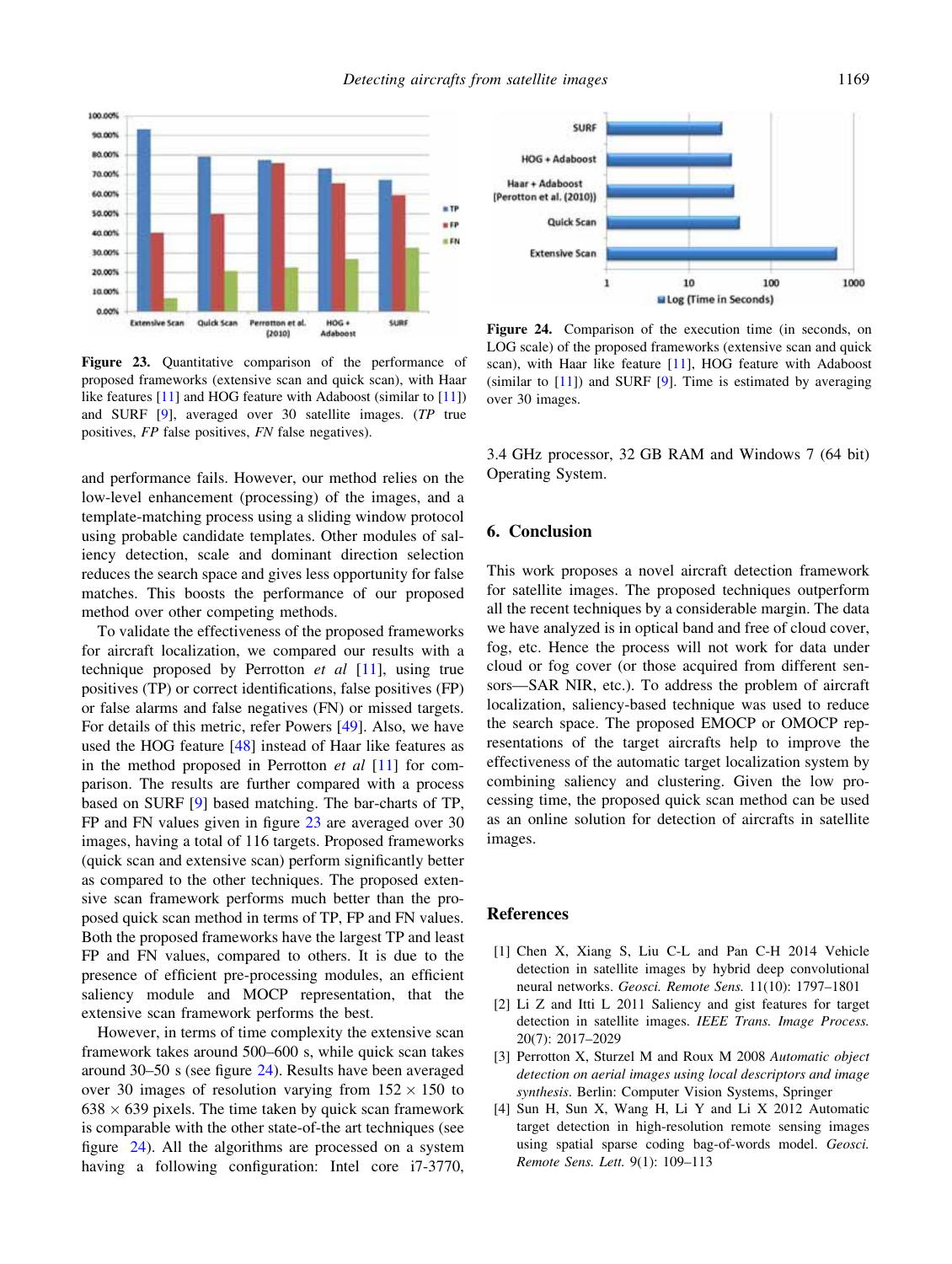Figure 23. Quantitative comparison of the performance of proposed frameworks (extensive scan and quick scan), with Haar like features [11] and HOG feature with Adaboost (similar to [11]) and SURF [9], averaged over 30 satellite images. (*TP* true positives, *FP* false positives, *FN* false negatives).

Figure 24. Comparison of the execution time (in seconds, on LOG scale) of the proposed frameworks (extensive scan and quick scan), with Haar like feature [11], HOG feature with Adaboost (similar to [11]) and SURF [9]. Time is estimated by averaging over 30 images.

and performance fails. However, our method relies on the low-level enhancement (processing) of the images, and a template-matching process using a sliding window protocol using probable candidate templates. Other modules of saliency detection, scale and dominant direction selection reduces the search space and gives less opportunity for false matches. This boosts the performance of our proposed method over other competing methods.

To validate the effectiveness of the proposed frameworks for aircraft localization, we compared our results with a technique proposed by Perrotton *et al* [11], using true positives (TP) or correct identifications, false positives (FP) or false alarms and false negatives (FN) or missed targets. For details of this metric, refer Powers [49]. Also, we have used the HOG feature [48] instead of Haar like features as in the method proposed in Perrotton *et al* [11] for comparison. The results are further compared with a process based on SURF [9] based matching. The bar-charts of TP, FP and FN values given in figure 23 are averaged over 30 images, having a total of 116 targets. Proposed frameworks (quick scan and extensive scan) perform significantly better as compared to the other techniques. The proposed extensive scan framework performs much better than the proposed quick scan method in terms of TP, FP and FN values. Both the proposed frameworks have the largest TP and least FP and FN values, compared to others. It is due to the presence of efficient pre-processing modules, an efficient saliency module and MOCP representation, that the extensive scan framework performs the best.

However, in terms of time complexity the extensive scan framework takes around 500–600 s, while quick scan takes around 30–50 s (see figure 24). Results have been averaged over 30 images of resolution varying from $152 \times 150$ to $638 \times 639$ pixels. The time taken by quick scan framework is comparable with the other state-of-the art techniques (see figure 24). All the algorithms are processed on a system having a following configuration: Intel core i7-3770, 3.4 GHz processor, 32 GB RAM and Windows 7 (64 bit) Operating System.

## 6. Conclusion

This work proposes a novel aircraft detection framework for satellite images. The proposed techniques outperform all the recent techniques by a considerable margin. The data we have analyzed is in optical band and free of cloud cover, fog, etc. Hence the process will not work for data under cloud or fog cover (or those acquired from different sensors—SAR NIR, etc.). To address the problem of aircraft localization, saliency-based technique was used to reduce the search space. The proposed EMOCP or OMOCP representations of the target aircrafts help to improve the effectiveness of the automatic target localization system by combining saliency and clustering. Given the low processing time, the proposed quick scan method can be used as an online solution for detection of aircrafts in satellite images.

## References

[1] Chen X, Xiang S, Liu C-L and Pan C-H 2014 Vehicle detection in satellite images by hybrid deep convolutional neural networks. *Geosci. Remote Sens.* 11(10): 1797–1801

[2] Li Z and Itti L 2011 Saliency and gist features for target detection in satellite images. *IEEE Trans. Image Process.* 20(7): 2017–2029

[3] Perrotton X, Sturzel M and Roux M 2008 *Automatic object detection on aerial images using local descriptors and image synthesis*. Berlin: Computer Vision Systems, Springer

[4] Sun H, Sun X, Wang H, Li Y and Li X 2012 Automatic target detection in high-resolution remote sensing images using spatial sparse coding bag-of-words model. *Geosci. Remote Sens. Lett.* 9(1): 109–113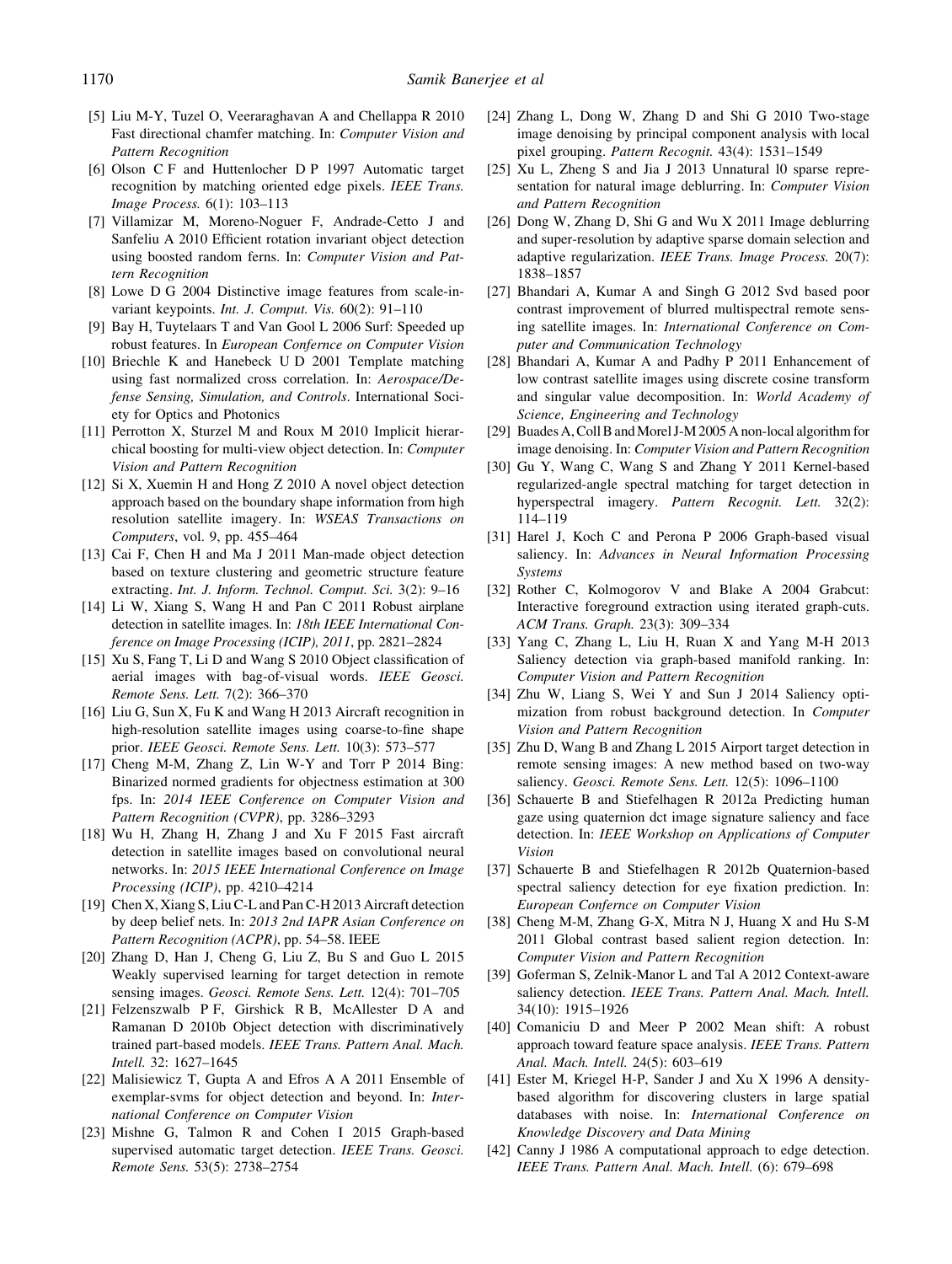[5] Liu M-Y, Tuzel O, Veeraraghavan A and Chellappa R 2010 Fast directional chamfer matching. In: *Computer Vision and Pattern Recognition*

[6] Olson C F and Huttenlocher D P 1997 Automatic target recognition by matching oriented edge pixels. *IEEE Trans. Image Process.* 6(1): 103–113

[7] Villamizar M, Moreno-Noguer F, Andrade-Cetto J and Sanfeliu A 2010 Efficient rotation invariant object detection using boosted random ferns. In: *Computer Vision and Pattern Recognition*

[8] Lowe D G 2004 Distinctive image features from scale-invariant keypoints. *Int. J. Comput. Vis.* 60(2): 91–110

[9] Bay H, Tuytelaars T and Van Gool L 2006 Surf: Speeded up robust features. In *European Confernce on Computer Vision*

[10] Briechle K and Hanebeck U D 2001 Template matching using fast normalized cross correlation. In: *Aerospace/Defense Sensing, Simulation, and Controls*. International Society for Optics and Photonics

[11] Perrotton X, Sturzel M and Roux M 2010 Implicit hierarchical boosting for multi-view object detection. In: *Computer Vision and Pattern Recognition*

[12] Si X, Xuemin H and Hong Z 2010 A novel object detection approach based on the boundary shape information from high resolution satellite imagery. In: *WSEAS Transactions on Computers*, vol. 9, pp. 455–464

[13] Cai F, Chen H and Ma J 2011 Man-made object detection based on texture clustering and geometric structure feature extracting. *Int. J. Inform. Technol. Comput. Sci.* 3(2): 9–16

[14] Li W, Xiang S, Wang H and Pan C 2011 Robust airplane detection in satellite images. In: *18th IEEE International Conference on Image Processing (ICIP), 2011*, pp. 2821–2824

[15] Xu S, Fang T, Li D and Wang S 2010 Object classification of aerial images with bag-of-visual words. *IEEE Geosci. Remote Sens. Lett.* 7(2): 366–370

[16] Liu G, Sun X, Fu K and Wang H 2013 Aircraft recognition in high-resolution satellite images using coarse-to-fine shape prior. *IEEE Geosci. Remote Sens. Lett.* 10(3): 573–577

[17] Cheng M-M, Zhang Z, Lin W-Y and Torr P 2014 Bing: Binarized normed gradients for objectness estimation at 300 fps. In: *2014 IEEE Conference on Computer Vision and Pattern Recognition (CVPR)*, pp. 3286–3293

[18] Wu H, Zhang H, Zhang J and Xu F 2015 Fast aircraft detection in satellite images based on convolutional neural networks. In: *2015 IEEE International Conference on Image Processing (ICIP)*, pp. 4210–4214

[19] Chen X, Xiang S, Liu C-L and Pan C-H 2013 Aircraft detection by deep belief nets. In: *2013 2nd IAPR Asian Conference on Pattern Recognition (ACPR)*, pp. 54–58. IEEE

[20] Zhang D, Han J, Cheng G, Liu Z, Bu S and Guo L 2015 Weakly supervised learning for target detection in remote sensing images. *Geosci. Remote Sens. Lett.* 12(4): 701–705

[21] Felzenszwalb P F, Girshick R B, McAllester D A and Ramanan D 2010b Object detection with discriminatively trained part-based models. *IEEE Trans. Pattern Anal. Mach. Intell.* 32: 1627–1645

[22] Malisiewicz T, Gupta A and Efros A A 2011 Ensemble of exemplar-svms for object detection and beyond. In: *International Conference on Computer Vision*

[23] Mishne G, Talmon R and Cohen I 2015 Graph-based supervised automatic target detection. *IEEE Trans. Geosci. Remote Sens.* 53(5): 2738–2754

[24] Zhang L, Dong W, Zhang D and Shi G 2010 Two-stage image denoising by principal component analysis with local pixel grouping. *Pattern Recognit.* 43(4): 1531–1549

[25] Xu L, Zheng S and Jia J 2013 Unnatural l0 sparse representation for natural image deblurring. In: *Computer Vision and Pattern Recognition*

[26] Dong W, Zhang D, Shi G and Wu X 2011 Image deblurring and super-resolution by adaptive sparse domain selection and adaptive regularization. *IEEE Trans. Image Process.* 20(7): 1838–1857

[27] Bhandari A, Kumar A and Singh G 2012 Svd based poor contrast improvement of blurred multispectral remote sensing satellite images. In: *International Conference on Computer and Communication Technology*

[28] Bhandari A, Kumar A and Padhy P 2011 Enhancement of low contrast satellite images using discrete cosine transform and singular value decomposition. In: *World Academy of Science, Engineering and Technology*

[29] Buades A, Coll B and Morel J-M 2005 A non-local algorithm for image denoising. In: *Computer Vision and Pattern Recognition*

[30] Gu Y, Wang C, Wang S and Zhang Y 2011 Kernel-based regularized-angle spectral matching for target detection in hyperspectral imagery. *Pattern Recognit. Lett.* 32(2): 114–119

[31] Harel J, Koch C and Perona P 2006 Graph-based visual saliency. In: *Advances in Neural Information Processing Systems*

[32] Rother C, Kolmogorov V and Blake A 2004 Grabcut: Interactive foreground extraction using iterated graph-cuts. *ACM Trans. Graph.* 23(3): 309–334

[33] Yang C, Zhang L, Liu H, Ruan X and Yang M-H 2013 Saliency detection via graph-based manifold ranking. In: *Computer Vision and Pattern Recognition*

[34] Zhu W, Liang S, Wei Y and Sun J 2014 Saliency optimization from robust background detection. In *Computer Vision and Pattern Recognition*

[35] Zhu D, Wang B and Zhang L 2015 Airport target detection in remote sensing images: A new method based on two-way saliency. *Geosci. Remote Sens. Lett.* 12(5): 1096–1100

[36] Schauerte B and Stiefelhagen R 2012a Predicting human gaze using quaternion dct image signature saliency and face detection. In: *IEEE Workshop on Applications of Computer Vision*

[37] Schauerte B and Stiefelhagen R 2012b Quaternion-based spectral saliency detection for eye fixation prediction. In: *European Confernce on Computer Vision*

[38] Cheng M-M, Zhang G-X, Mitra N J, Huang X and Hu S-M 2011 Global contrast based salient region detection. In: *Computer Vision and Pattern Recognition*

[39] Goferman S, Zelnik-Manor L and Tal A 2012 Context-aware saliency detection. *IEEE Trans. Pattern Anal. Mach. Intell.* 34(10): 1915–1926

[40] Comaniciu D and Meer P 2002 Mean shift: A robust approach toward feature space analysis. *IEEE Trans. Pattern Anal. Mach. Intell.* 24(5): 603–619

[41] Ester M, Kriegel H-P, Sander J and Xu X 1996 A density-based algorithm for discovering clusters in large spatial databases with noise. In: *International Conference on Knowledge Discovery and Data Mining*

[42] Canny J 1986 A computational approach to edge detection. *IEEE Trans. Pattern Anal. Mach. Intell.* (6): 679–698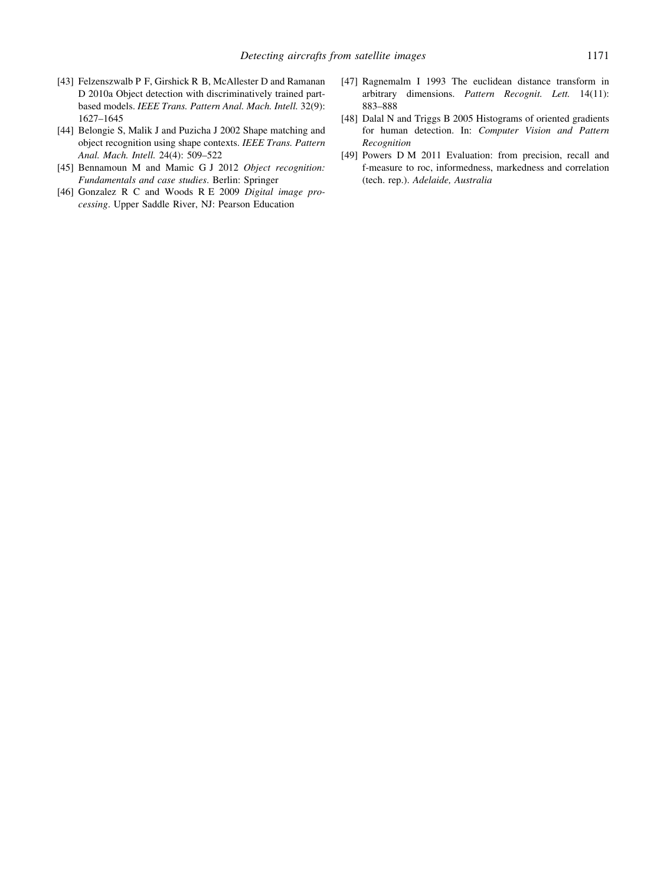[43] Felzenszwalb P F, Girshick R B, McAllester D and Ramanan D 2010a Object detection with discriminatively trained part-based models. *IEEE Trans. Pattern Anal. Mach. Intell.* 32(9): 1627–1645

[44] Belongie S, Malik J and Puzicha J 2002 Shape matching and object recognition using shape contexts. *IEEE Trans. Pattern Anal. Mach. Intell.* 24(4): 509–522

[45] Bennamoun M and Mamic G J 2012 *Object recognition: Fundamentals and case studies*. Berlin: Springer

[46] Gonzalez R C and Woods R E 2009 *Digital image processing*. Upper Saddle River, NJ: Pearson Education

[47] Ragnemalm I 1993 The euclidean distance transform in arbitrary dimensions. *Pattern Recognit. Lett.* 14(11): 883–888

[48] Dalal N and Triggs B 2005 Histograms of oriented gradients for human detection. In: *Computer Vision and Pattern Recognition*

[49] Powers D M 2011 Evaluation: from precision, recall and f-measure to roc, informedness, markedness and correlation (tech. rep.). *Adelaide, Australia*